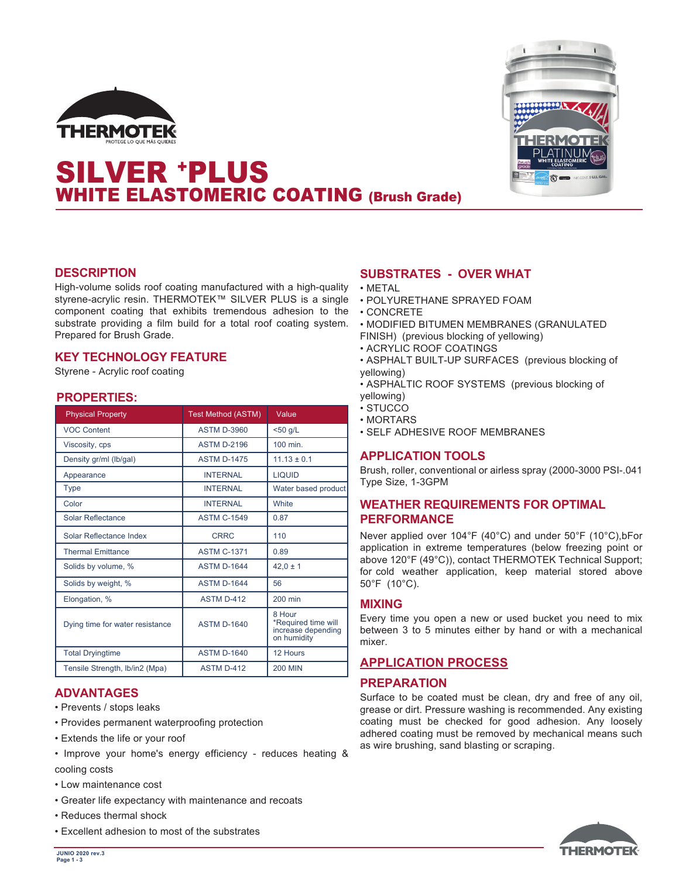# SILVER +PLUS

## WHITE ELASTOMERIC COATING (Brush Grade)

## DESCRIPTION

High-volume solids roof coating manufactured with a high-quality styrene-acrylic resin. THERMOTEK™ SILVER PLUS is a single component coating that exhibits tremendous adhesion to the substrate providing a film build for a total roof coating system. Prepared for Brush Grade.

## KEY TECHNOLOGY FEATURE

Styrene - Acrylic roof coating

## PROPERTIES:

| Physical Property | Test Method (ASTM) | Value |
|---|---|---|
| VOC Content | ASTM D-3960 | <50 g/L |
| Viscosity, cps | ASTM D-2196 | 100 min. |
| Density gr/ml (lb/gal) | ASTM D-1475 | 11.13 ± 0.1 |
| Appearance | INTERNAL | LIQUID |
| Type | INTERNAL | Water based product |
| Color | INTERNAL | White |
| Solar Reflectance | ASTM C-1549 | 0.87 |
| Solar Reflectance Index | CRRC | 110 |
| Thermal Emittance | ASTM C-1371 | 0.89 |
| Solids by volume, % | ASTM D-1644 | 42,0 ± 1 |
| Solids by weight, % | ASTM D-1644 | 56 |
| Elongation, % | ASTM D-412 | 200 min |
| Dying time for water resistance | ASTM D-1640 | 8 Hour *Required time will increase depending on humidity |
| Total Dryingtime | ASTM D-1640 | 12 Hours |
| Tensile Strength, lb/in2 (Mpa) | ASTM D-412 | 200 MIN |

## ADVANTAGES

- Prevents / stops leaks
- Provides permanent waterproofing protection
- Extends the life or your roof
- Improve your home's energy efficiency - reduces heating & cooling costs
- Low maintenance cost
- Greater life expectancy with maintenance and recoats
- Reduces thermal shock
- Excellent adhesion to most of the substrates

## SUBSTRATES - OVER WHAT

- METAL
- POLYURETHANE SPRAYED FOAM
- CONCRETE
- MODIFIED BITUMEN MEMBRANES (GRANULATED FINISH) (previous blocking of yellowing)
- ACRYLIC ROOF COATINGS
- ASPHALT BUILT-UP SURFACES (previous blocking of yellowing)
- ASPHALTIC ROOF SYSTEMS (previous blocking of yellowing)
- STUCCO
- MORTARS
- SELF ADHESIVE ROOF MEMBRANES

## APPLICATION TOOLS

Brush, roller, conventional or airless spray (2000-3000 PSI-.041 Type Size, 1-3GPM

## WEATHER REQUIREMENTS FOR OPTIMAL PERFORMANCE

Never applied over 104°F (40°C) and under 50°F (10°C),bFor application in extreme temperatures (below freezing point or above 120°F (49°C)), contact THERMOTEK Technical Support; for cold weather application, keep material stored above 50°F (10°C).

## MIXING

Every time you open a new or used bucket you need to mix between 3 to 5 minutes either by hand or with a mechanical mixer.

## APPLICATION PROCESS

## PREPARATION

Surface to be coated must be clean, dry and free of any oil, grease or dirt. Pressure washing is recommended. Any existing coating must be checked for good adhesion. Any loosely adhered coating must be removed by mechanical means such as wire brushing, sand blasting or scraping.

JUNIO 2020 rev.3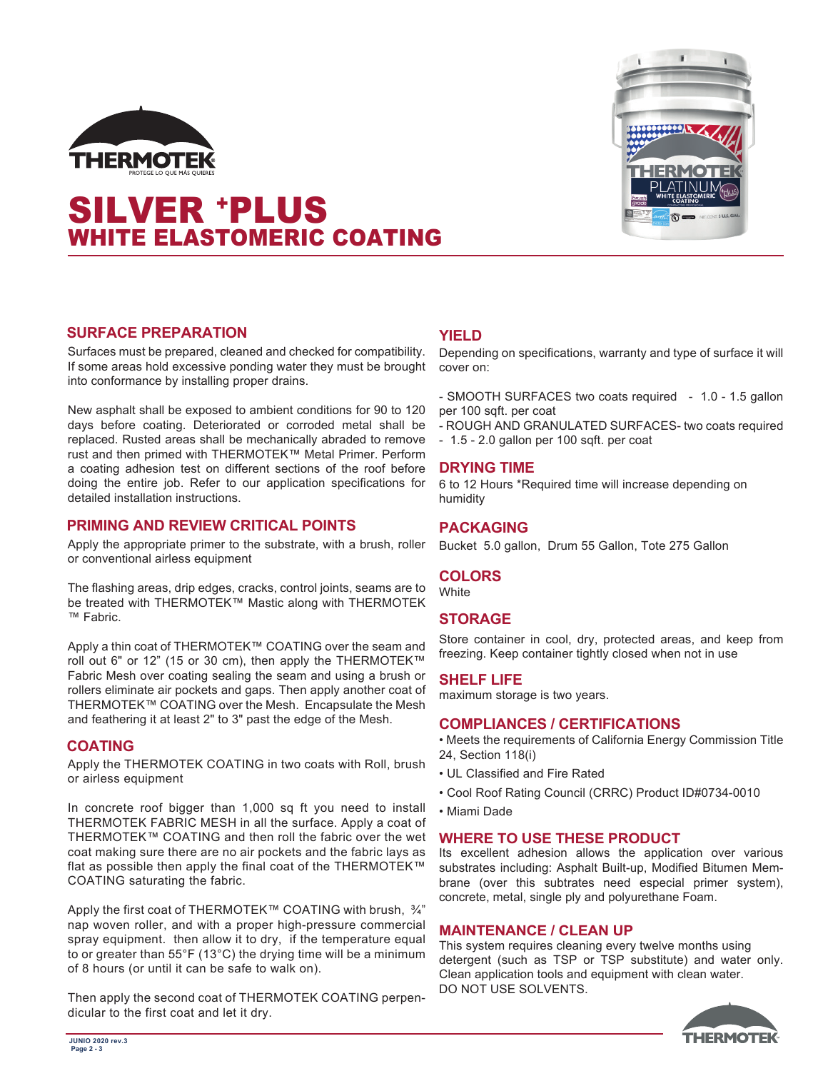# SILVER +PLUS
## WHITE ELASTOMERIC COATING

### SURFACE PREPARATION

Surfaces must be prepared, cleaned and checked for compatibility. If some areas hold excessive ponding water they must be brought into conformance by installing proper drains.

New asphalt shall be exposed to ambient conditions for 90 to 120 days before coating. Deteriorated or corroded metal shall be replaced. Rusted areas shall be mechanically abraded to remove rust and then primed with THERMOTEK™ Metal Primer. Perform a coating adhesion test on different sections of the roof before doing the entire job. Refer to our application specifications for detailed installation instructions.

### PRIMING AND REVIEW CRITICAL POINTS

Apply the appropriate primer to the substrate, with a brush, roller or conventional airless equipment

The flashing areas, drip edges, cracks, control joints, seams are to be treated with THERMOTEK™ Mastic along with THERMOTEK ™ Fabric.

Apply a thin coat of THERMOTEK™ COATING over the seam and roll out 6" or 12" (15 or 30 cm), then apply the THERMOTEK™ Fabric Mesh over coating sealing the seam and using a brush or rollers eliminate air pockets and gaps. Then apply another coat of THERMOTEK™ COATING over the Mesh. Encapsulate the Mesh and feathering it at least 2" to 3" past the edge of the Mesh.

### COATING

Apply the THERMOTEK COATING in two coats with Roll, brush or airless equipment

In concrete roof bigger than 1,000 sq ft you need to install THERMOTEK FABRIC MESH in all the surface. Apply a coat of THERMOTEK™ COATING and then roll the fabric over the wet coat making sure there are no air pockets and the fabric lays as flat as possible then apply the final coat of the THERMOTEK™ COATING saturating the fabric.

Apply the first coat of THERMOTEK™ COATING with brush, ¾" nap woven roller, and with a proper high-pressure commercial spray equipment. then allow it to dry, if the temperature equal to or greater than 55°F (13°C) the drying time will be a minimum of 8 hours (or until it can be safe to walk on).

Then apply the second coat of THERMOTEK COATING perpendicular to the first coat and let it dry.

### YIELD

Depending on specifications, warranty and type of surface it will cover on:

- SMOOTH SURFACES two coats required - 1.0 - 1.5 gallon per 100 sqft. per coat
- ROUGH AND GRANULATED SURFACES- two coats required - 1.5 - 2.0 gallon per 100 sqft. per coat

### DRYING TIME

6 to 12 Hours *Required time will increase depending on humidity

### PACKAGING

Bucket 5.0 gallon, Drum 55 Gallon, Tote 275 Gallon

### COLORS

White

### STORAGE

Store container in cool, dry, protected areas, and keep from freezing. Keep container tightly closed when not in use

### SHELF LIFE

maximum storage is two years.

### COMPLIANCES / CERTIFICATIONS

- Meets the requirements of California Energy Commission Title 24, Section 118(i)
- UL Classified and Fire Rated
- Cool Roof Rating Council (CRRC) Product ID#0734-0010
- Miami Dade

### WHERE TO USE THESE PRODUCT

Its excellent adhesion allows the application over various substrates including: Asphalt Built-up, Modified Bitumen Membrane (over this subtrates need especial primer system), concrete, metal, single ply and polyurethane Foam.

### MAINTENANCE / CLEAN UP

This system requires cleaning every twelve months using detergent (such as TSP or TSP substitute) and water only. Clean application tools and equipment with clean water. DO NOT USE SOLVENTS.

JUNIO 2020 rev.3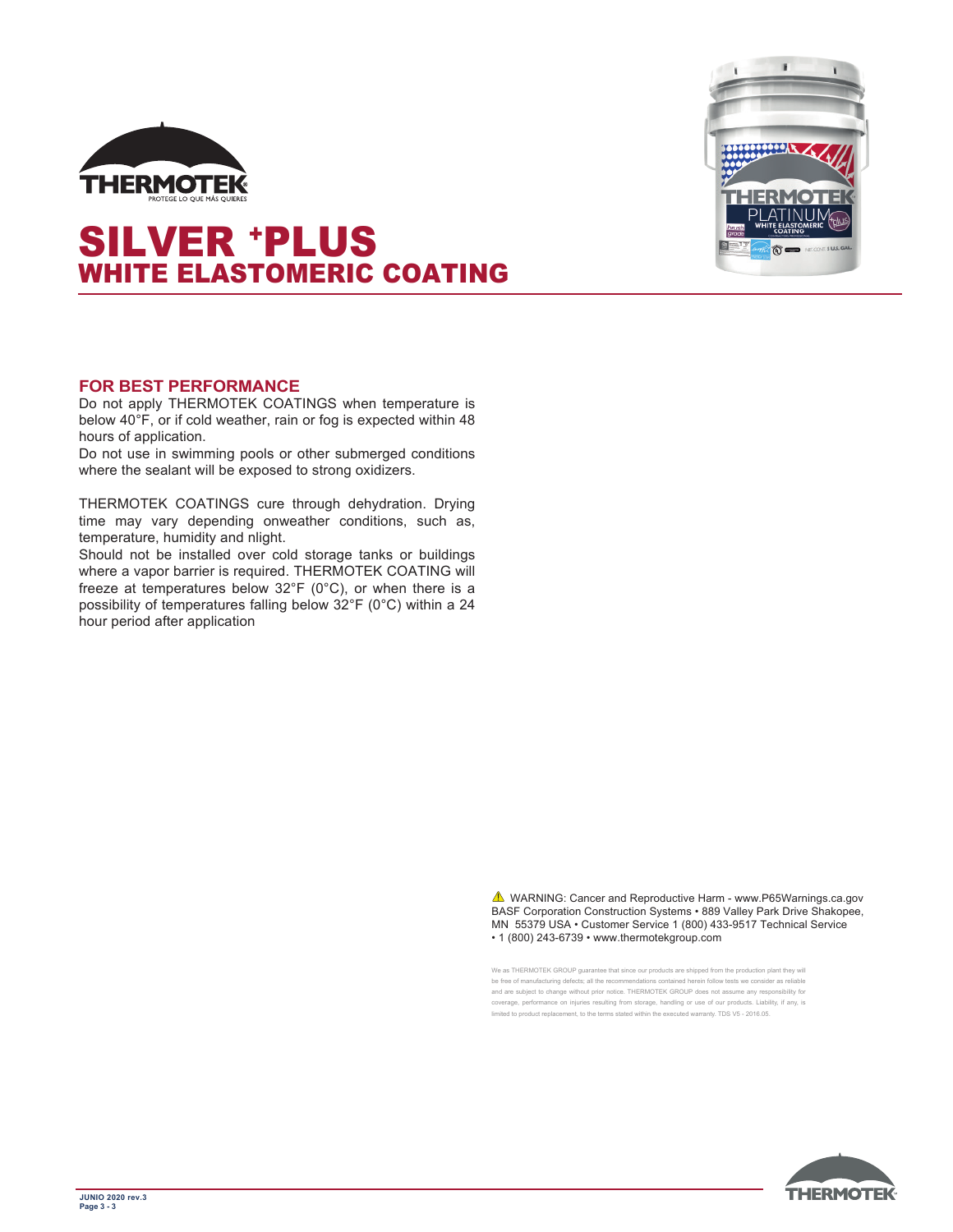# SILVER +PLUS
## WHITE ELASTOMERIC COATING

### FOR BEST PERFORMANCE

Do not apply THERMOTEK COATINGS when temperature is below 40°F, or if cold weather, rain or fog is expected within 48 hours of application.

Do not use in swimming pools or other submerged conditions where the sealant will be exposed to strong oxidizers.

THERMOTEK COATINGS cure through dehydration. Drying time may vary depending onweather conditions, such as, temperature, humidity and nlight.

Should not be installed over cold storage tanks or buildings where a vapor barrier is required. THERMOTEK COATING will freeze at temperatures below 32°F (0°C), or when there is a possibility of temperatures falling below 32°F (0°C) within a 24 hour period after application

⚠ WARNING: Cancer and Reproductive Harm - www.P65Warnings.ca.gov
BASF Corporation Construction Systems • 889 Valley Park Drive Shakopee, MN 55379 USA • Customer Service 1 (800) 433-9517 Technical Service • 1 (800) 243-6739 • www.thermotekgroup.com

We as THERMOTEK GROUP guarantee that since our products are shipped from the production plant they will be free of manufacturing defects; all the recommendations contained herein follow tests we consider as reliable and are subject to change without prior notice. THERMOTEK GROUP does not assume any responsibility for coverage, performance on injuries resulting from storage, handling or use of our products. Liability, if any, is limited to product replacement, to the terms stated within the executed warranty. TDS V5 - 2016.05.

JUNIO 2020 rev.3